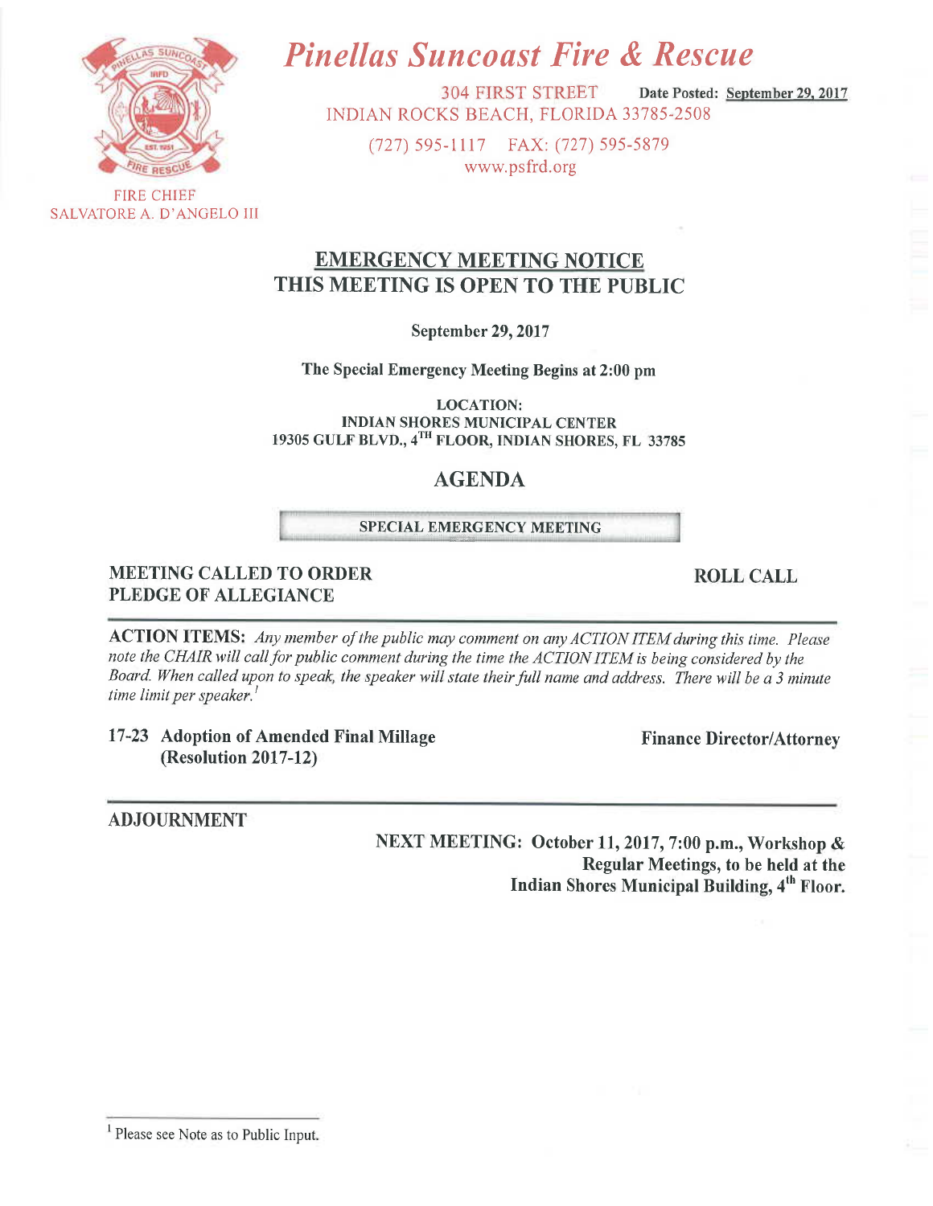# Pinellas Suncoast Fire & Rescue

304 FIRST STREET **Date Posted: September 29, 2017**
INDIAN ROCKS BEACH, FLORIDA 33785-2508

(727) 595-1117 FAX: (727) 595-5879
www.psfrd.org

FIRE CHIEF
SALVATORE A. D'ANGELO III

## EMERGENCY MEETING NOTICE
## THIS MEETING IS OPEN TO THE PUBLIC

**September 29, 2017**

**The Special Emergency Meeting Begins at 2:00 pm**

**LOCATION:**
**INDIAN SHORES MUNICIPAL CENTER**
**19305 GULF BLVD., 4TH FLOOR, INDIAN SHORES, FL 33785**

## AGENDA

**SPECIAL EMERGENCY MEETING**

**MEETING CALLED TO ORDER** **ROLL CALL**
**PLEDGE OF ALLEGIANCE**

**ACTION ITEMS:** *Any member of the public may comment on any ACTION ITEM during this time. Please note the CHAIR will call for public comment during the time the ACTION ITEM is being considered by the Board. When called upon to speak, the speaker will state their full name and address. There will be a 3 minute time limit per speaker.*[1]

**17-23 Adoption of Amended Final Millage (Resolution 2017-12)** **Finance Director/Attorney**

**ADJOURNMENT**

**NEXT MEETING: October 11, 2017, 7:00 p.m., Workshop & Regular Meetings, to be held at the Indian Shores Municipal Building, 4th Floor.**

[1] Please see Note as to Public Input.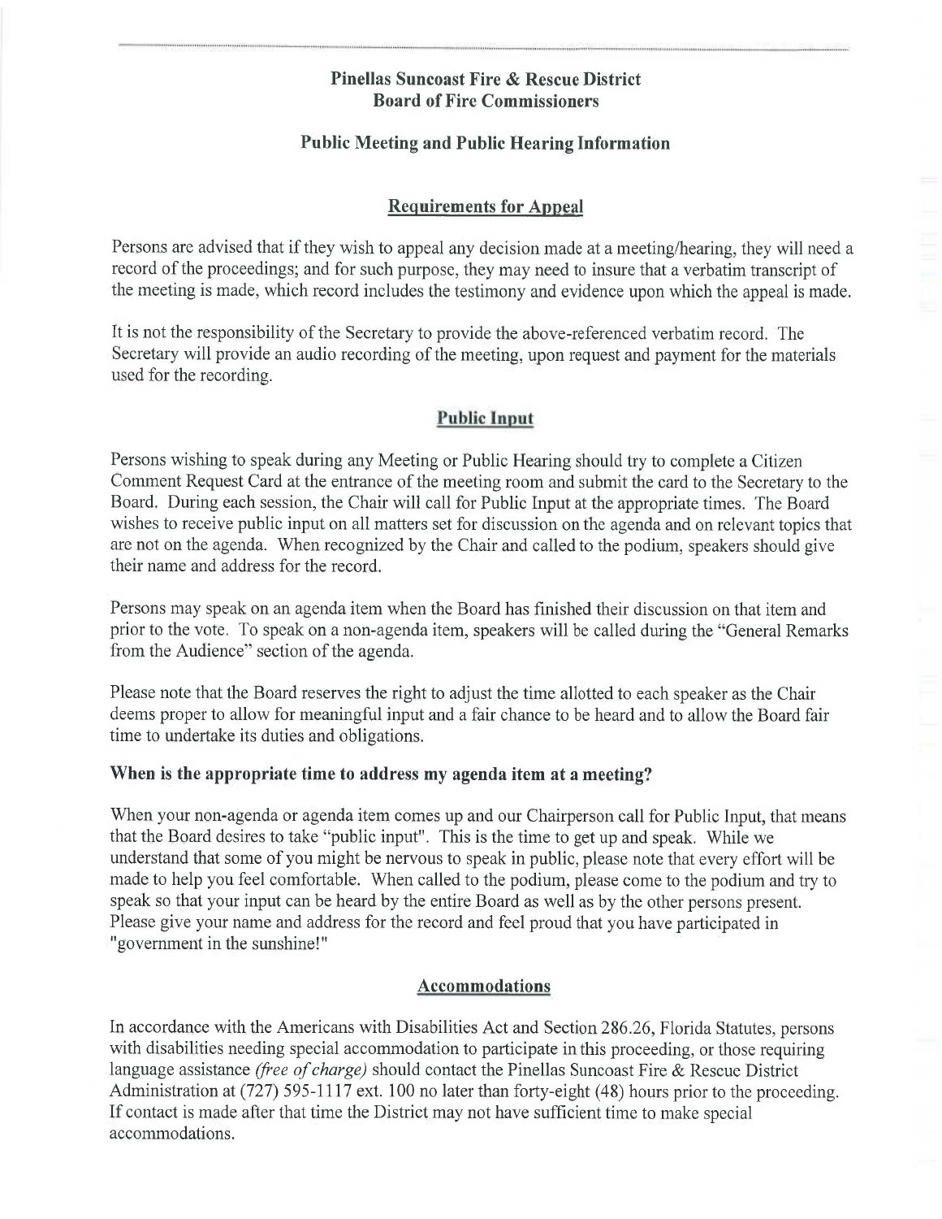## Pinellas Suncoast Fire & Rescue District
## Board of Fire Commissioners

### Public Meeting and Public Hearing Information

### Requirements for Appeal

Persons are advised that if they wish to appeal any decision made at a meeting/hearing, they will need a record of the proceedings; and for such purpose, they may need to insure that a verbatim transcript of the meeting is made, which record includes the testimony and evidence upon which the appeal is made.

It is not the responsibility of the Secretary to provide the above-referenced verbatim record. The Secretary will provide an audio recording of the meeting, upon request and payment for the materials used for the recording.

### Public Input

Persons wishing to speak during any Meeting or Public Hearing should try to complete a Citizen Comment Request Card at the entrance of the meeting room and submit the card to the Secretary to the Board. During each session, the Chair will call for Public Input at the appropriate times. The Board wishes to receive public input on all matters set for discussion on the agenda and on relevant topics that are not on the agenda. When recognized by the Chair and called to the podium, speakers should give their name and address for the record.

Persons may speak on an agenda item when the Board has finished their discussion on that item and prior to the vote. To speak on a non-agenda item, speakers will be called during the "General Remarks from the Audience" section of the agenda.

Please note that the Board reserves the right to adjust the time allotted to each speaker as the Chair deems proper to allow for meaningful input and a fair chance to be heard and to allow the Board fair time to undertake its duties and obligations.

**When is the appropriate time to address my agenda item at a meeting?**

When your non-agenda or agenda item comes up and our Chairperson call for Public Input, that means that the Board desires to take "public input". This is the time to get up and speak. While we understand that some of you might be nervous to speak in public, please note that every effort will be made to help you feel comfortable. When called to the podium, please come to the podium and try to speak so that your input can be heard by the entire Board as well as by the other persons present. Please give your name and address for the record and feel proud that you have participated in "government in the sunshine!"

### Accommodations

In accordance with the Americans with Disabilities Act and Section 286.26, Florida Statutes, persons with disabilities needing special accommodation to participate in this proceeding, or those requiring language assistance *(free of charge)* should contact the Pinellas Suncoast Fire & Rescue District Administration at (727) 595-1117 ext. 100 no later than forty-eight (48) hours prior to the proceeding. If contact is made after that time the District may not have sufficient time to make special accommodations.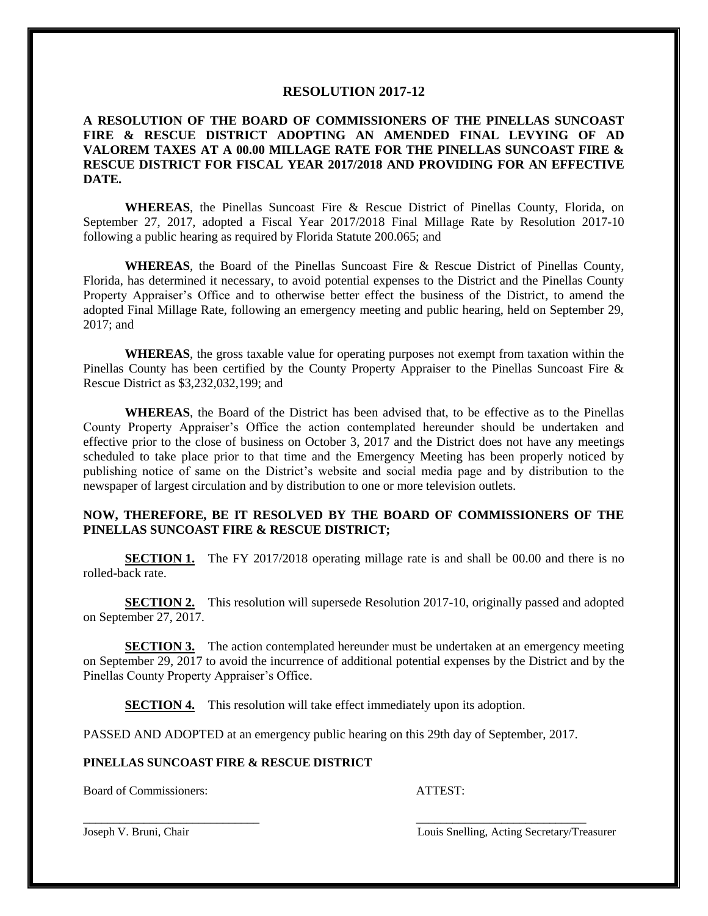# RESOLUTION 2017-12

**A RESOLUTION OF THE BOARD OF COMMISSIONERS OF THE PINELLAS SUNCOAST FIRE & RESCUE DISTRICT ADOPTING AN AMENDED FINAL LEVYING OF AD VALOREM TAXES AT A 00.00 MILLAGE RATE FOR THE PINELLAS SUNCOAST FIRE & RESCUE DISTRICT FOR FISCAL YEAR 2017/2018 AND PROVIDING FOR AN EFFECTIVE DATE.**

**WHEREAS**, the Pinellas Suncoast Fire & Rescue District of Pinellas County, Florida, on September 27, 2017, adopted a Fiscal Year 2017/2018 Final Millage Rate by Resolution 2017-10 following a public hearing as required by Florida Statute 200.065; and

**WHEREAS**, the Board of the Pinellas Suncoast Fire & Rescue District of Pinellas County, Florida, has determined it necessary, to avoid potential expenses to the District and the Pinellas County Property Appraiser's Office and to otherwise better effect the business of the District, to amend the adopted Final Millage Rate, following an emergency meeting and public hearing, held on September 29, 2017; and

**WHEREAS**, the gross taxable value for operating purposes not exempt from taxation within the Pinellas County has been certified by the County Property Appraiser to the Pinellas Suncoast Fire & Rescue District as $3,232,032,199; and

**WHEREAS**, the Board of the District has been advised that, to be effective as to the Pinellas County Property Appraiser's Office the action contemplated hereunder should be undertaken and effective prior to the close of business on October 3, 2017 and the District does not have any meetings scheduled to take place prior to that time and the Emergency Meeting has been properly noticed by publishing notice of same on the District's website and social media page and by distribution to the newspaper of largest circulation and by distribution to one or more television outlets.

**NOW, THEREFORE, BE IT RESOLVED BY THE BOARD OF COMMISSIONERS OF THE PINELLAS SUNCOAST FIRE & RESCUE DISTRICT;**

**SECTION 1.** The FY 2017/2018 operating millage rate is and shall be 00.00 and there is no rolled-back rate.

**SECTION 2.** This resolution will supersede Resolution 2017-10, originally passed and adopted on September 27, 2017.

**SECTION 3.** The action contemplated hereunder must be undertaken at an emergency meeting on September 29, 2017 to avoid the incurrence of additional potential expenses by the District and by the Pinellas County Property Appraiser's Office.

**SECTION 4.** This resolution will take effect immediately upon its adoption.

PASSED AND ADOPTED at an emergency public hearing on this 29th day of September, 2017.

**PINELLAS SUNCOAST FIRE & RESCUE DISTRICT**

Board of Commissioners: ATTEST:

_____________________________ _____________________________

Joseph V. Bruni, Chair Louis Snelling, Acting Secretary/Treasurer